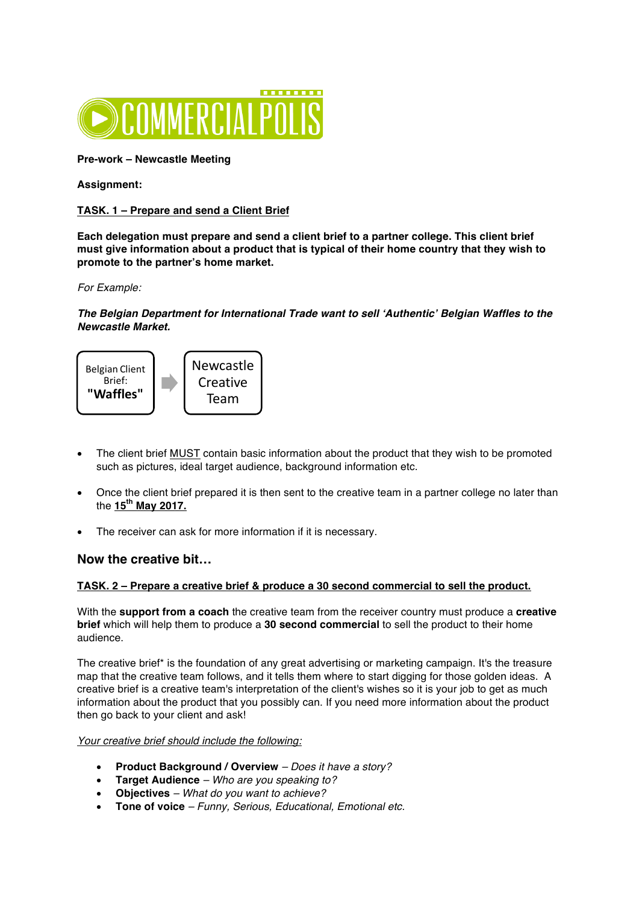COMMERCIALPOLIS

**Pre-work – Newcastle Meeting**

**Assignment:**

**TASK. 1 – Prepare and send a Client Brief**

**Each delegation must prepare and send a client brief to a partner college. This client brief must give information about a product that is typical of their home country that they wish to promote to the partner's home market.**

*For Example:*

***The Belgian Department for International Trade want to sell 'Authentic' Belgian Waffles to the Newcastle Market.***

Belgian Client Brief: **"Waffles"** → Newcastle Creative Team

- The client brief MUST contain basic information about the product that they wish to be promoted such as pictures, ideal target audience, background information etc.
- Once the client brief prepared it is then sent to the creative team in a partner college no later than the **15th May 2017.**
- The receiver can ask for more information if it is necessary.

## Now the creative bit…

**TASK. 2 – Prepare a creative brief & produce a 30 second commercial to sell the product.**

With the **support from a coach** the creative team from the receiver country must produce a **creative brief** which will help them to produce a **30 second commercial** to sell the product to their home audience.

The creative brief* is the foundation of any great advertising or marketing campaign. It's the treasure map that the creative team follows, and it tells them where to start digging for those golden ideas. A creative brief is a creative team's interpretation of the client's wishes so it is your job to get as much information about the product that you possibly can. If you need more information about the product then go back to your client and ask!

*Your creative brief should include the following:*

- **Product Background / Overview** – *Does it have a story?*
- **Target Audience** – *Who are you speaking to?*
- **Objectives** – *What do you want to achieve?*
- **Tone of voice** – *Funny, Serious, Educational, Emotional etc.*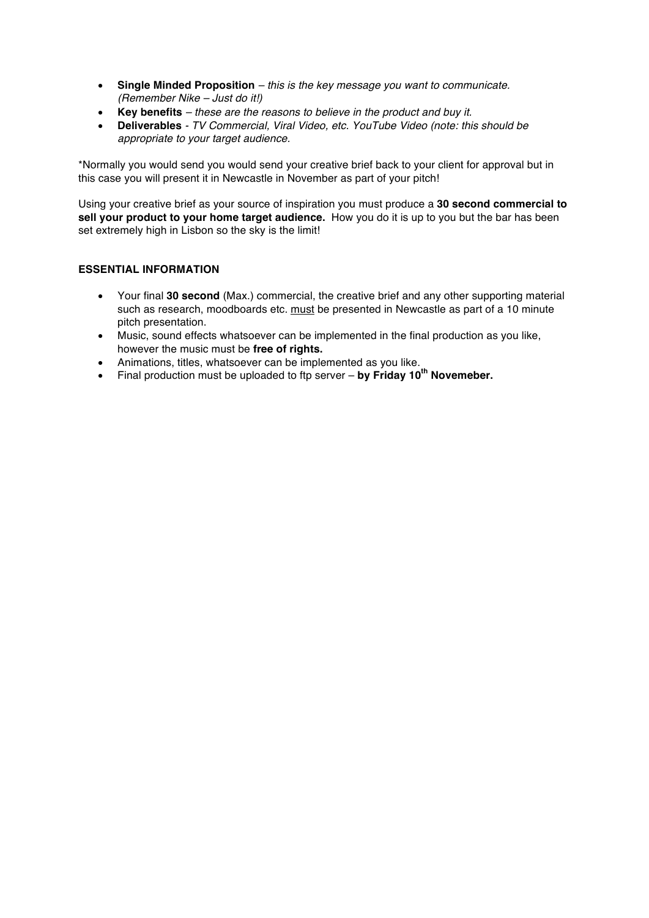- **Single Minded Proposition** – *this is the key message you want to communicate. (Remember Nike – Just do it!)*
- **Key benefits** – *these are the reasons to believe in the product and buy it.*
- **Deliverables** - *TV Commercial, Viral Video, etc. YouTube Video (note: this should be appropriate to your target audience.*

*Normally you would send you would send your creative brief back to your client for approval but in this case you will present it in Newcastle in November as part of your pitch!

Using your creative brief as your source of inspiration you must produce a **30 second commercial to sell your product to your home target audience.** How you do it is up to you but the bar has been set extremely high in Lisbon so the sky is the limit!

**ESSENTIAL INFORMATION**

- Your final **30 second** (Max.) commercial, the creative brief and any other supporting material such as research, moodboards etc. <u>must</u> be presented in Newcastle as part of a 10 minute pitch presentation.
- Music, sound effects whatsoever can be implemented in the final production as you like, however the music must be **free of rights.**
- Animations, titles, whatsoever can be implemented as you like.
- Final production must be uploaded to ftp server – **by Friday 10th Novemeber.**